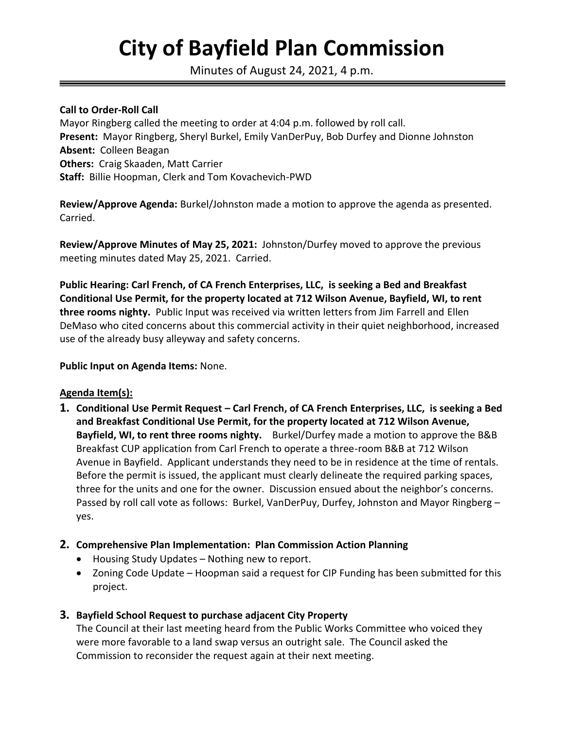# City of Bayfield Plan Commission

Minutes of August 24, 2021, 4 p.m.

**Call to Order-Roll Call**

Mayor Ringberg called the meeting to order at 4:04 p.m. followed by roll call.

**Present:** Mayor Ringberg, Sheryl Burkel, Emily VanDerPuy, Bob Durfey and Dionne Johnston

**Absent:** Colleen Beagan

**Others:** Craig Skaaden, Matt Carrier

**Staff:** Billie Hoopman, Clerk and Tom Kovachevich-PWD

**Review/Approve Agenda:** Burkel/Johnston made a motion to approve the agenda as presented. Carried.

**Review/Approve Minutes of May 25, 2021:** Johnston/Durfey moved to approve the previous meeting minutes dated May 25, 2021. Carried.

**Public Hearing: Carl French, of CA French Enterprises, LLC, is seeking a Bed and Breakfast Conditional Use Permit, for the property located at 712 Wilson Avenue, Bayfield, WI, to rent three rooms nighty.** Public Input was received via written letters from Jim Farrell and Ellen DeMaso who cited concerns about this commercial activity in their quiet neighborhood, increased use of the already busy alleyway and safety concerns.

**Public Input on Agenda Items:** None.

**Agenda Item(s):**

1. **Conditional Use Permit Request – Carl French, of CA French Enterprises, LLC, is seeking a Bed and Breakfast Conditional Use Permit, for the property located at 712 Wilson Avenue, Bayfield, WI, to rent three rooms nighty.** Burkel/Durfey made a motion to approve the B&B Breakfast CUP application from Carl French to operate a three-room B&B at 712 Wilson Avenue in Bayfield. Applicant understands they need to be in residence at the time of rentals. Before the permit is issued, the applicant must clearly delineate the required parking spaces, three for the units and one for the owner. Discussion ensued about the neighbor's concerns. Passed by roll call vote as follows: Burkel, VanDerPuy, Durfey, Johnston and Mayor Ringberg – yes.

2. **Comprehensive Plan Implementation: Plan Commission Action Planning**
   - Housing Study Updates – Nothing new to report.
   - Zoning Code Update – Hoopman said a request for CIP Funding has been submitted for this project.

3. **Bayfield School Request to purchase adjacent City Property**
   The Council at their last meeting heard from the Public Works Committee who voiced they were more favorable to a land swap versus an outright sale. The Council asked the Commission to reconsider the request again at their next meeting.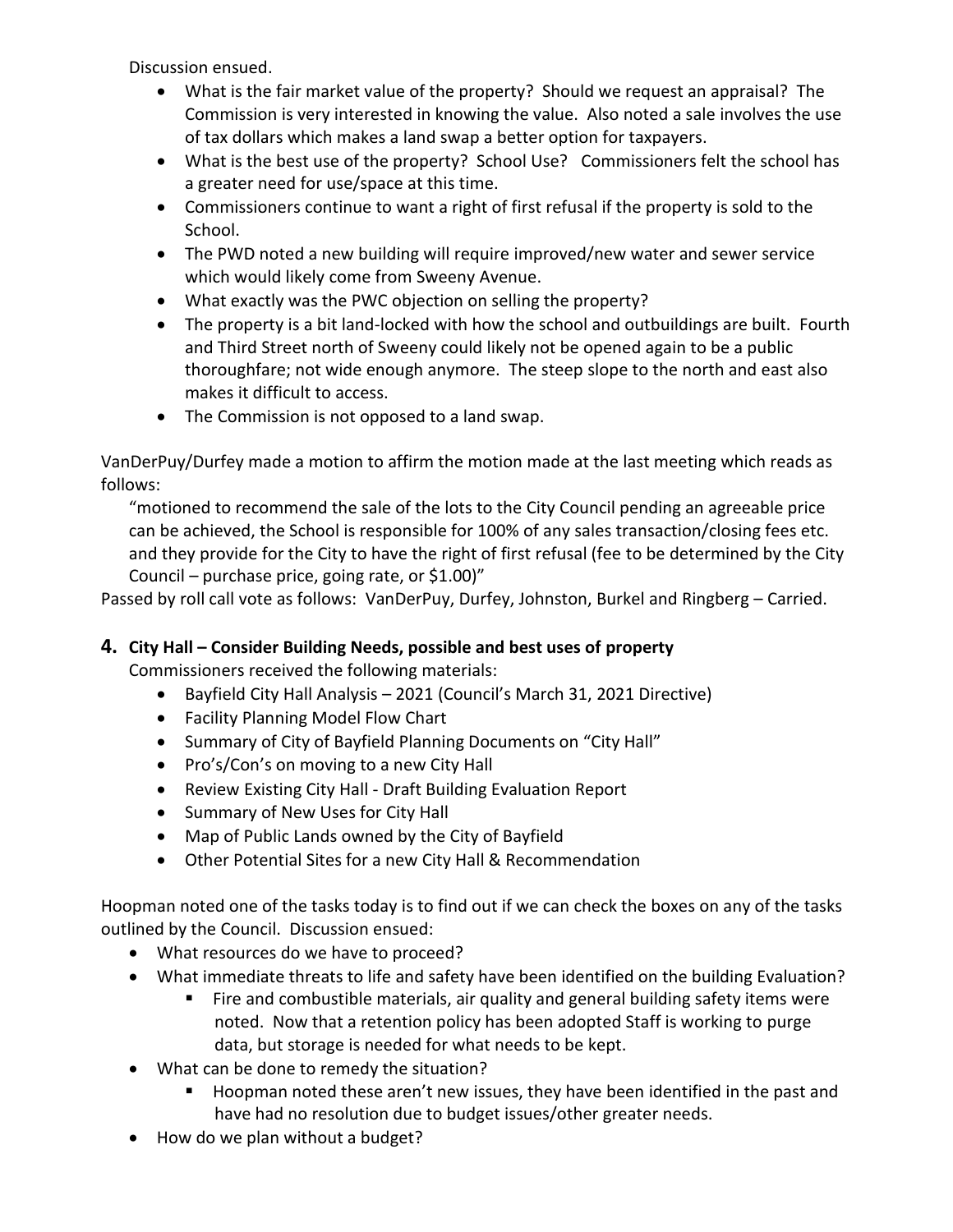Discussion ensued.

- What is the fair market value of the property? Should we request an appraisal? The Commission is very interested in knowing the value. Also noted a sale involves the use of tax dollars which makes a land swap a better option for taxpayers.
- What is the best use of the property? School Use? Commissioners felt the school has a greater need for use/space at this time.
- Commissioners continue to want a right of first refusal if the property is sold to the School.
- The PWD noted a new building will require improved/new water and sewer service which would likely come from Sweeny Avenue.
- What exactly was the PWC objection on selling the property?
- The property is a bit land-locked with how the school and outbuildings are built. Fourth and Third Street north of Sweeny could likely not be opened again to be a public thoroughfare; not wide enough anymore. The steep slope to the north and east also makes it difficult to access.
- The Commission is not opposed to a land swap.

VanDerPuy/Durfey made a motion to affirm the motion made at the last meeting which reads as follows:

"motioned to recommend the sale of the lots to the City Council pending an agreeable price can be achieved, the School is responsible for 100% of any sales transaction/closing fees etc. and they provide for the City to have the right of first refusal (fee to be determined by the City Council – purchase price, going rate, or $1.00)"

Passed by roll call vote as follows: VanDerPuy, Durfey, Johnston, Burkel and Ringberg – Carried.

## 4. City Hall – Consider Building Needs, possible and best uses of property

Commissioners received the following materials:

- Bayfield City Hall Analysis – 2021 (Council's March 31, 2021 Directive)
- Facility Planning Model Flow Chart
- Summary of City of Bayfield Planning Documents on "City Hall"
- Pro's/Con's on moving to a new City Hall
- Review Existing City Hall - Draft Building Evaluation Report
- Summary of New Uses for City Hall
- Map of Public Lands owned by the City of Bayfield
- Other Potential Sites for a new City Hall & Recommendation

Hoopman noted one of the tasks today is to find out if we can check the boxes on any of the tasks outlined by the Council. Discussion ensued:

- What resources do we have to proceed?
- What immediate threats to life and safety have been identified on the building Evaluation?
  - Fire and combustible materials, air quality and general building safety items were noted. Now that a retention policy has been adopted Staff is working to purge data, but storage is needed for what needs to be kept.
- What can be done to remedy the situation?
  - Hoopman noted these aren't new issues, they have been identified in the past and have had no resolution due to budget issues/other greater needs.
- How do we plan without a budget?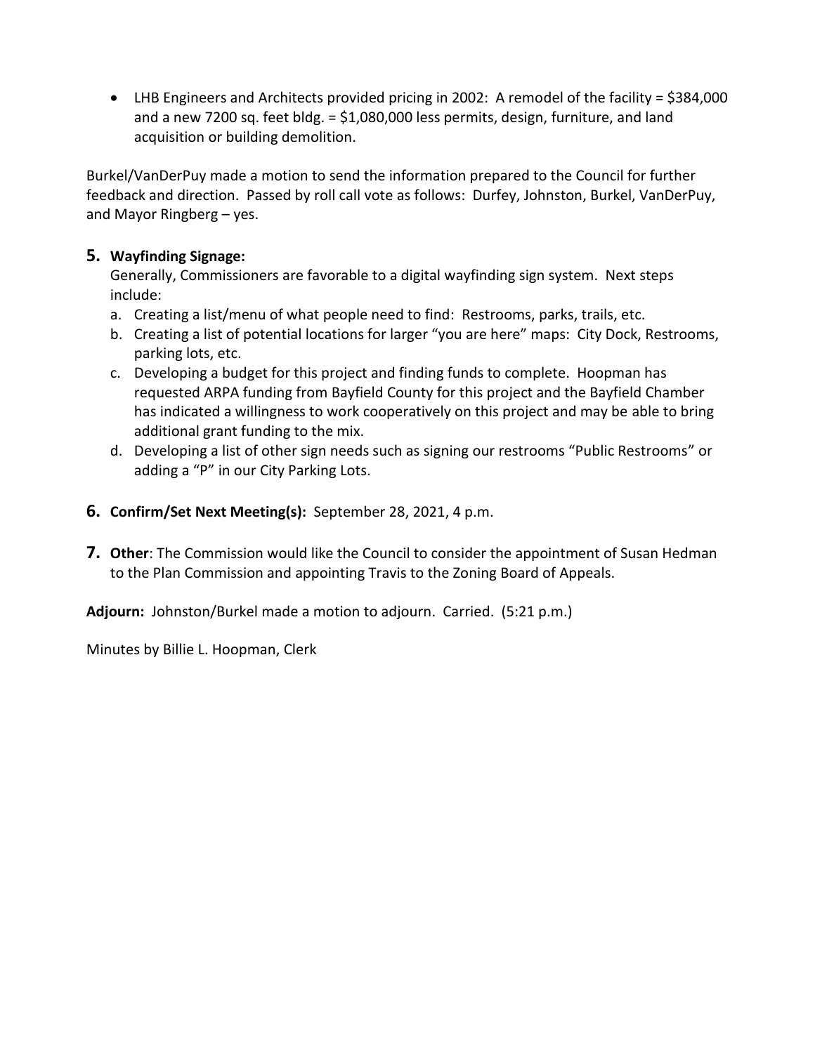- LHB Engineers and Architects provided pricing in 2002: A remodel of the facility = $384,000 and a new 7200 sq. feet bldg. = $1,080,000 less permits, design, furniture, and land acquisition or building demolition.

Burkel/VanDerPuy made a motion to send the information prepared to the Council for further feedback and direction. Passed by roll call vote as follows: Durfey, Johnston, Burkel, VanDerPuy, and Mayor Ringberg – yes.

**5. Wayfinding Signage:**
Generally, Commissioners are favorable to a digital wayfinding sign system. Next steps include:

a. Creating a list/menu of what people need to find: Restrooms, parks, trails, etc.
b. Creating a list of potential locations for larger "you are here" maps: City Dock, Restrooms, parking lots, etc.
c. Developing a budget for this project and finding funds to complete. Hoopman has requested ARPA funding from Bayfield County for this project and the Bayfield Chamber has indicated a willingness to work cooperatively on this project and may be able to bring additional grant funding to the mix.
d. Developing a list of other sign needs such as signing our restrooms "Public Restrooms" or adding a "P" in our City Parking Lots.

**6. Confirm/Set Next Meeting(s):** September 28, 2021, 4 p.m.

**7. Other**: The Commission would like the Council to consider the appointment of Susan Hedman to the Plan Commission and appointing Travis to the Zoning Board of Appeals.

**Adjourn:** Johnston/Burkel made a motion to adjourn. Carried. (5:21 p.m.)

Minutes by Billie L. Hoopman, Clerk